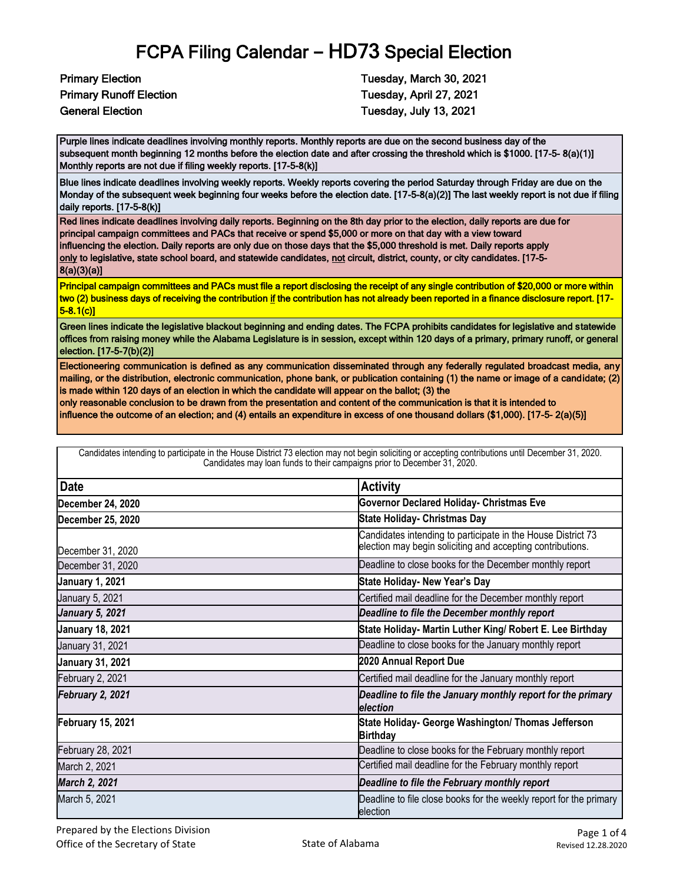# FCPA Filing Calendar – HD73 Special Election

| | |
|---|---|
| **Primary Election** | **Tuesday, March 30, 2021** |
| **Primary Runoff Election** | **Tuesday, April 27, 2021** |
| **General Election** | **Tuesday, July 13, 2021** |

Purple lines indicate deadlines involving monthly reports. Monthly reports are due on the second business day of the subsequent month beginning 12 months before the election date and after crossing the threshold which is $1000. [17-5- 8(a)(1)] Monthly reports are not due if filing weekly reports. [17-5-8(k)]

Blue lines indicate deadlines involving weekly reports. Weekly reports covering the period Saturday through Friday are due on the Monday of the subsequent week beginning four weeks before the election date. [17-5-8(a)(2)] The last weekly report is not due if filing daily reports. [17-5-8(k)]

Red lines indicate deadlines involving daily reports. Beginning on the 8th day prior to the election, daily reports are due for principal campaign committees and PACs that receive or spend $5,000 or more on that day with a view toward influencing the election. Daily reports are only due on those days that the $5,000 threshold is met. Daily reports apply only to legislative, state school board, and statewide candidates, not circuit, district, county, or city candidates. [17-5-8(a)(3)(a)]

Principal campaign committees and PACs must file a report disclosing the receipt of any single contribution of $20,000 or more within two (2) business days of receiving the contribution if the contribution has not already been reported in a finance disclosure report. [17-5-8.1(c)]

Green lines indicate the legislative blackout beginning and ending dates. The FCPA prohibits candidates for legislative and statewide offices from raising money while the Alabama Legislature is in session, except within 120 days of a primary, primary runoff, or general election. [17-5-7(b)(2)]

Electioneering communication is defined as any communication disseminated through any federally regulated broadcast media, any mailing, or the distribution, electronic communication, phone bank, or publication containing (1) the name or image of a candidate; (2) is made within 120 days of an election in which the candidate will appear on the ballot; (3) the only reasonable conclusion to be drawn from the presentation and content of the communication is that it is intended to influence the outcome of an election; and (4) entails an expenditure in excess of one thousand dollars ($1,000). [17-5- 2(a)(5)]

Candidates intending to participate in the House District 73 election may not begin soliciting or accepting contributions until December 31, 2020. Candidates may loan funds to their campaigns prior to December 31, 2020.

| Date | Activity |
|---|---|
| **December 24, 2020** | **Governor Declared Holiday- Christmas Eve** |
| **December 25, 2020** | **State Holiday- Christmas Day** |
| December 31, 2020 | Candidates intending to participate in the House District 73 election may begin soliciting and accepting contributions. |
| December 31, 2020 | Deadline to close books for the December monthly report |
| **January 1, 2021** | **State Holiday- New Year's Day** |
| January 5, 2021 | Certified mail deadline for the December monthly report |
| ***January 5, 2021*** | ***Deadline to file the December monthly report*** |
| **January 18, 2021** | **State Holiday- Martin Luther King/ Robert E. Lee Birthday** |
| January 31, 2021 | Deadline to close books for the January monthly report |
| **January 31, 2021** | **2020 Annual Report Due** |
| February 2, 2021 | Certified mail deadline for the January monthly report |
| ***February 2, 2021*** | ***Deadline to file the January monthly report for the primary election*** |
| **February 15, 2021** | **State Holiday- George Washington/ Thomas Jefferson Birthday** |
| February 28, 2021 | Deadline to close books for the February monthly report |
| March 2, 2021 | Certified mail deadline for the February monthly report |
| ***March 2, 2021*** | ***Deadline to file the February monthly report*** |
| March 5, 2021 | Deadline to file close books for the weekly report for the primary election |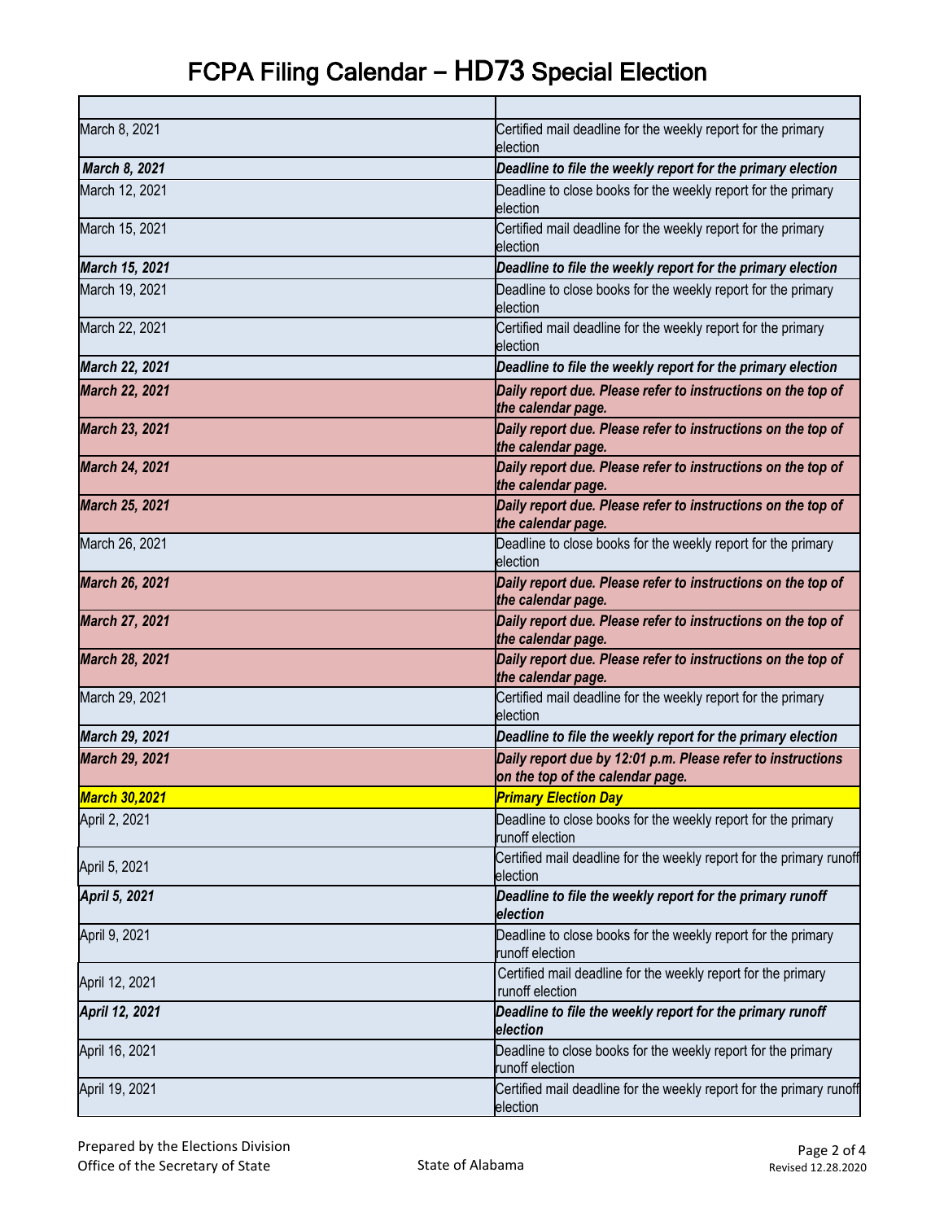# FCPA Filing Calendar – HD73 Special Election

| | |
|---|---|
| March 8, 2021 | Certified mail deadline for the weekly report for the primary election |
| ***March 8, 2021*** | ***Deadline to file the weekly report for the primary election*** |
| March 12, 2021 | Deadline to close books for the weekly report for the primary election |
| March 15, 2021 | Certified mail deadline for the weekly report for the primary election |
| ***March 15, 2021*** | ***Deadline to file the weekly report for the primary election*** |
| March 19, 2021 | Deadline to close books for the weekly report for the primary election |
| March 22, 2021 | Certified mail deadline for the weekly report for the primary election |
| ***March 22, 2021*** | ***Deadline to file the weekly report for the primary election*** |
| ***March 22, 2021*** | ***Daily report due. Please refer to instructions on the top of the calendar page.*** |
| ***March 23, 2021*** | ***Daily report due. Please refer to instructions on the top of the calendar page.*** |
| ***March 24, 2021*** | ***Daily report due. Please refer to instructions on the top of the calendar page.*** |
| ***March 25, 2021*** | ***Daily report due. Please refer to instructions on the top of the calendar page.*** |
| March 26, 2021 | Deadline to close books for the weekly report for the primary election |
| ***March 26, 2021*** | ***Daily report due. Please refer to instructions on the top of the calendar page.*** |
| ***March 27, 2021*** | ***Daily report due. Please refer to instructions on the top of the calendar page.*** |
| ***March 28, 2021*** | ***Daily report due. Please refer to instructions on the top of the calendar page.*** |
| March 29, 2021 | Certified mail deadline for the weekly report for the primary election |
| ***March 29, 2021*** | ***Deadline to file the weekly report for the primary election*** |
| ***March 29, 2021*** | ***Daily report due by 12:01 p.m. Please refer to instructions on the top of the calendar page.*** |
| ***March 30,2021*** | ***Primary Election Day*** |
| April 2, 2021 | Deadline to close books for the weekly report for the primary runoff election |
| April 5, 2021 | Certified mail deadline for the weekly report for the primary runoff election |
| ***April 5, 2021*** | ***Deadline to file the weekly report for the primary runoff election*** |
| April 9, 2021 | Deadline to close books for the weekly report for the primary runoff election |
| April 12, 2021 | Certified mail deadline for the weekly report for the primary runoff election |
| ***April 12, 2021*** | ***Deadline to file the weekly report for the primary runoff election*** |
| April 16, 2021 | Deadline to close books for the weekly report for the primary runoff election |
| April 19, 2021 | Certified mail deadline for the weekly report for the primary runoff election |

Prepared by the Elections Division
Office of the Secretary of State

State of Alabama

Revised 12.28.2020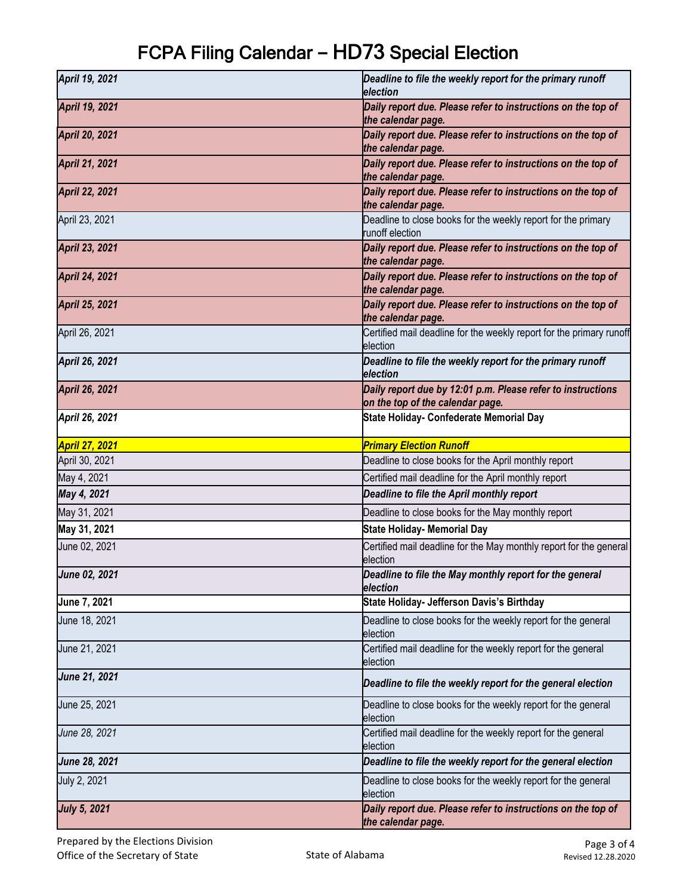# FCPA Filing Calendar – HD73 Special Election

| | |
|---|---|
| ***April 19, 2021*** | ***Deadline to file the weekly report for the primary runoff election*** |
| ***April 19, 2021*** | ***Daily report due. Please refer to instructions on the top of the calendar page.*** |
| ***April 20, 2021*** | ***Daily report due. Please refer to instructions on the top of the calendar page.*** |
| ***April 21, 2021*** | ***Daily report due. Please refer to instructions on the top of the calendar page.*** |
| ***April 22, 2021*** | ***Daily report due. Please refer to instructions on the top of the calendar page.*** |
| April 23, 2021 | Deadline to close books for the weekly report for the primary runoff election |
| ***April 23, 2021*** | ***Daily report due. Please refer to instructions on the top of the calendar page.*** |
| ***April 24, 2021*** | ***Daily report due. Please refer to instructions on the top of the calendar page.*** |
| ***April 25, 2021*** | ***Daily report due. Please refer to instructions on the top of the calendar page.*** |
| April 26, 2021 | Certified mail deadline for the weekly report for the primary runoff election |
| ***April 26, 2021*** | ***Deadline to file the weekly report for the primary runoff election*** |
| ***April 26, 2021*** | ***Daily report due by 12:01 p.m. Please refer to instructions on the top of the calendar page.*** |
| ***April 26, 2021*** | **State Holiday- Confederate Memorial Day** |
| ***April 27, 2021*** | ***Primary Election Runoff*** |
| April 30, 2021 | Deadline to close books for the April monthly report |
| May 4, 2021 | Certified mail deadline for the April monthly report |
| ***May 4, 2021*** | ***Deadline to file the April monthly report*** |
| May 31, 2021 | Deadline to close books for the May monthly report |
| **May 31, 2021** | **State Holiday- Memorial Day** |
| June 02, 2021 | Certified mail deadline for the May monthly report for the general election |
| ***June 02, 2021*** | ***Deadline to file the May monthly report for the general election*** |
| **June 7, 2021** | **State Holiday- Jefferson Davis's Birthday** |
| June 18, 2021 | Deadline to close books for the weekly report for the general election |
| June 21, 2021 | Certified mail deadline for the weekly report for the general election |
| ***June 21, 2021*** | ***Deadline to file the weekly report for the general election*** |
| June 25, 2021 | Deadline to close books for the weekly report for the general election |
| *June 28, 2021* | Certified mail deadline for the weekly report for the general election |
| ***June 28, 2021*** | ***Deadline to file the weekly report for the general election*** |
| July 2, 2021 | Deadline to close books for the weekly report for the general election |
| ***July 5, 2021*** | ***Daily report due. Please refer to instructions on the top of the calendar page.*** |

Prepared by the Elections Division
Office of the Secretary of State

State of Alabama

Revised 12.28.2020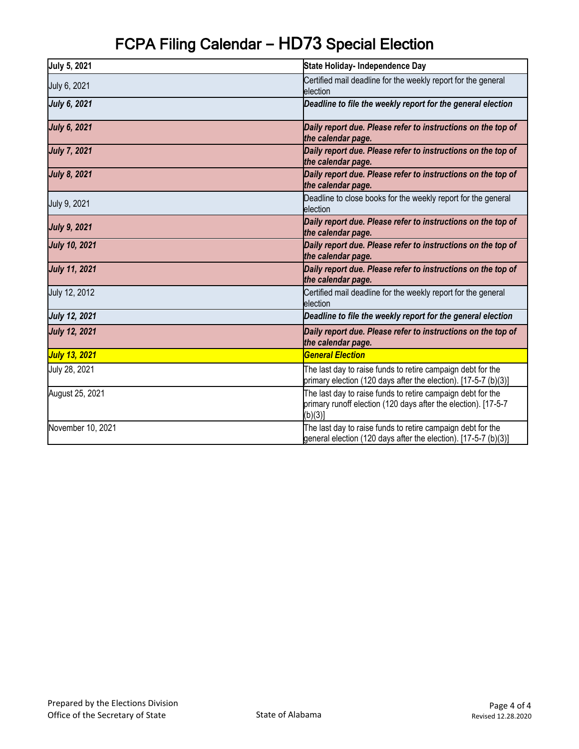# FCPA Filing Calendar – HD73 Special Election

| | |
|---|---|
| **July 5, 2021** | **State Holiday- Independence Day** |
| July 6, 2021 | Certified mail deadline for the weekly report for the general election |
| ***July 6, 2021*** | ***Deadline to file the weekly report for the general election*** |
| ***July 6, 2021*** | ***Daily report due. Please refer to instructions on the top of the calendar page.*** |
| ***July 7, 2021*** | ***Daily report due. Please refer to instructions on the top of the calendar page.*** |
| ***July 8, 2021*** | ***Daily report due. Please refer to instructions on the top of the calendar page.*** |
| July 9, 2021 | Deadline to close books for the weekly report for the general election |
| ***July 9, 2021*** | ***Daily report due. Please refer to instructions on the top of the calendar page.*** |
| ***July 10, 2021*** | ***Daily report due. Please refer to instructions on the top of the calendar page.*** |
| ***July 11, 2021*** | ***Daily report due. Please refer to instructions on the top of the calendar page.*** |
| July 12, 2012 | Certified mail deadline for the weekly report for the general election |
| ***July 12, 2021*** | ***Deadline to file the weekly report for the general election*** |
| ***July 12, 2021*** | ***Daily report due. Please refer to instructions on the top of the calendar page.*** |
| ***July 13, 2021*** | ***General Election*** |
| July 28, 2021 | The last day to raise funds to retire campaign debt for the primary election (120 days after the election). [17-5-7 (b)(3)] |
| August 25, 2021 | The last day to raise funds to retire campaign debt for the primary runoff election (120 days after the election). [17-5-7 (b)(3)] |
| November 10, 2021 | The last day to raise funds to retire campaign debt for the general election (120 days after the election). [17-5-7 (b)(3)] |

Prepared by the Elections Division
Office of the Secretary of State

State of Alabama

Revised 12.28.2020